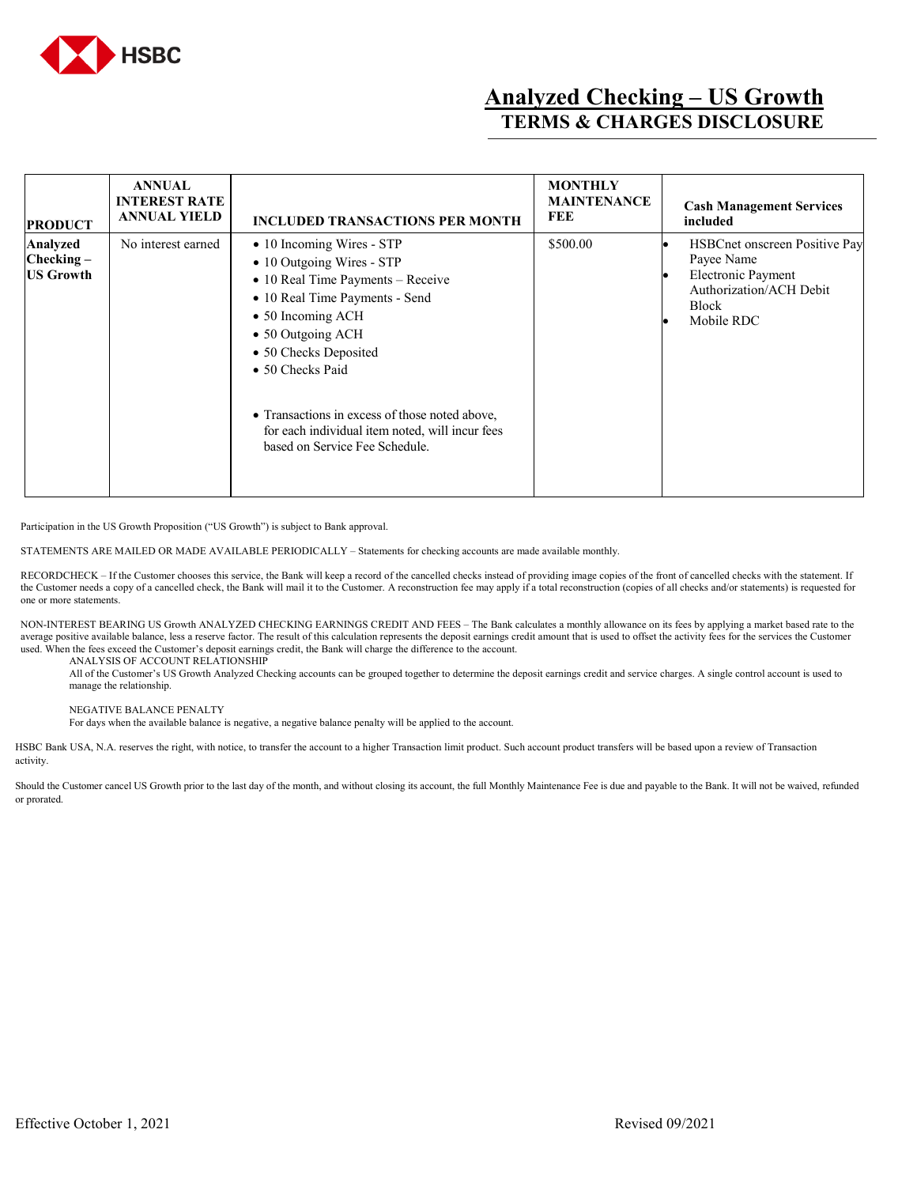HSBC

# Analyzed Checking – US Growth

## TERMS & CHARGES DISCLOSURE

| PRODUCT | ANNUAL INTEREST RATE ANNUAL YIELD | INCLUDED TRANSACTIONS PER MONTH | MONTHLY MAINTENANCE FEE | Cash Management Services included |
|---|---|---|---|---|
| **Analyzed Checking – US Growth** | No interest earned | • 10 Incoming Wires - STP<br>• 10 Outgoing Wires - STP<br>• 10 Real Time Payments – Receive<br>• 10 Real Time Payments - Send<br>• 50 Incoming ACH<br>• 50 Outgoing ACH<br>• 50 Checks Deposited<br>• 50 Checks Paid<br><br>• Transactions in excess of those noted above, for each individual item noted, will incur fees based on Service Fee Schedule. | $500.00 | • HSBCnet onscreen Positive Pay Payee Name<br>• Electronic Payment Authorization/ACH Debit Block<br>• Mobile RDC |

Participation in the US Growth Proposition ("US Growth") is subject to Bank approval.

STATEMENTS ARE MAILED OR MADE AVAILABLE PERIODICALLY – Statements for checking accounts are made available monthly.

RECORDCHECK – If the Customer chooses this service, the Bank will keep a record of the cancelled checks instead of providing image copies of the front of cancelled checks with the statement. If the Customer needs a copy of a cancelled check, the Bank will mail it to the Customer. A reconstruction fee may apply if a total reconstruction (copies of all checks and/or statements) is requested for one or more statements.

NON-INTEREST BEARING US Growth ANALYZED CHECKING EARNINGS CREDIT AND FEES – The Bank calculates a monthly allowance on its fees by applying a market based rate to the average positive available balance, less a reserve factor. The result of this calculation represents the deposit earnings credit amount that is used to offset the activity fees for the services the Customer used. When the fees exceed the Customer's deposit earnings credit, the Bank will charge the difference to the account.

ANALYSIS OF ACCOUNT RELATIONSHIP

All of the Customer's US Growth Analyzed Checking accounts can be grouped together to determine the deposit earnings credit and service charges. A single control account is used to manage the relationship.

NEGATIVE BALANCE PENALTY

For days when the available balance is negative, a negative balance penalty will be applied to the account.

HSBC Bank USA, N.A. reserves the right, with notice, to transfer the account to a higher Transaction limit product. Such account product transfers will be based upon a review of Transaction activity.

Should the Customer cancel US Growth prior to the last day of the month, and without closing its account, the full Monthly Maintenance Fee is due and payable to the Bank. It will not be waived, refunded or prorated.

Effective October 1, 2021 Revised 09/2021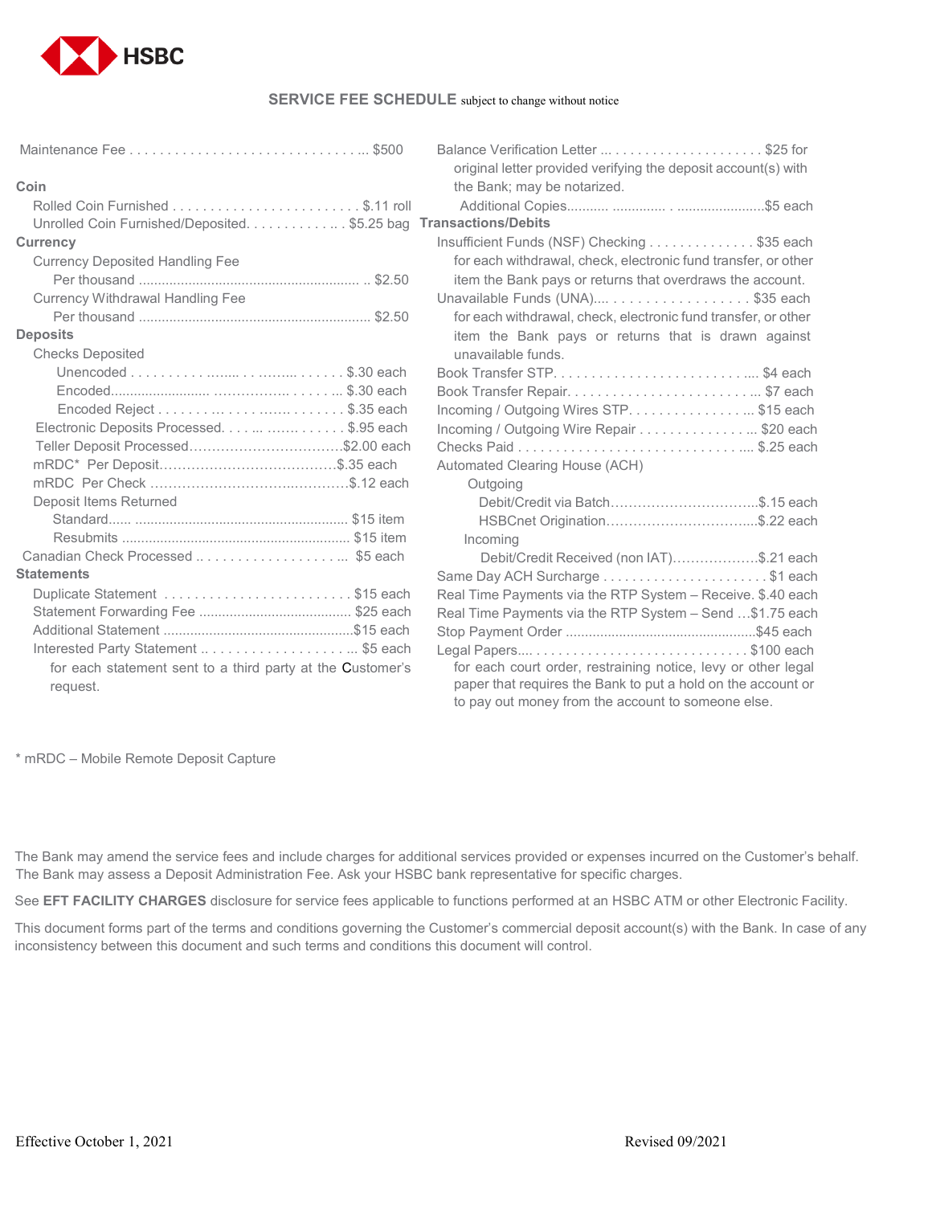HSBC

## SERVICE FEE SCHEDULE subject to change without notice

Maintenance Fee ... $500

**Coin**

- Rolled Coin Furnished ... $.11 roll
- Unrolled Coin Furnished/Deposited ... $5.25 bag

**Currency**

- Currency Deposited Handling Fee
  - Per thousand ... $2.50
- Currency Withdrawal Handling Fee
  - Per thousand ... $2.50

**Deposits**

- Checks Deposited
  - Unencoded ... $.30 each
  - Encoded ... $.30 each
  - Encoded Reject ... $.35 each
- Electronic Deposits Processed ... $.95 each
- Teller Deposit Processed ... $2.00 each
- mRDC* Per Deposit ... $.35 each
- mRDC Per Check ... $.12 each
- Deposit Items Returned
  - Standard ... $15 item
  - Resubmits ... $15 item
- Canadian Check Processed ... $5 each

**Statements**

- Duplicate Statement ... $15 each
- Statement Forwarding Fee ... $25 each
- Additional Statement ... $15 each
- Interested Party Statement ... $5 each
  for each statement sent to a third party at the Customer's request.

Balance Verification Letter ... $25 for original letter provided verifying the deposit account(s) with the Bank; may be notarized.

- Additional Copies ... $5 each

**Transactions/Debits**

- Insufficient Funds (NSF) Checking ... $35 each
  for each withdrawal, check, electronic fund transfer, or other item the Bank pays or returns that overdraws the account.
- Unavailable Funds (UNA) ... $35 each
  for each withdrawal, check, electronic fund transfer, or other item the Bank pays or returns that is drawn against unavailable funds.
- Book Transfer STP ... $4 each
- Book Transfer Repair ... $7 each
- Incoming / Outgoing Wires STP ... $15 each
- Incoming / Outgoing Wire Repair ... $20 each
- Checks Paid ... $.25 each
- Automated Clearing House (ACH)
  - Outgoing
    - Debit/Credit via Batch ... $.15 each
    - HSBCnet Origination ... $.22 each
  - Incoming
    - Debit/Credit Received (non IAT) ... $.21 each
- Same Day ACH Surcharge ... $1 each
- Real Time Payments via the RTP System – Receive. $.40 each
- Real Time Payments via the RTP System – Send ... $1.75 each
- Stop Payment Order ... $45 each
- Legal Papers ... $100 each
  for each court order, restraining notice, levy or other legal paper that requires the Bank to put a hold on the account or to pay out money from the account to someone else.

* mRDC – Mobile Remote Deposit Capture

The Bank may amend the service fees and include charges for additional services provided or expenses incurred on the Customer's behalf. The Bank may assess a Deposit Administration Fee. Ask your HSBC bank representative for specific charges.

See **EFT FACILITY CHARGES** disclosure for service fees applicable to functions performed at an HSBC ATM or other Electronic Facility.

This document forms part of the terms and conditions governing the Customer's commercial deposit account(s) with the Bank. In case of any inconsistency between this document and such terms and conditions this document will control.

Effective October 1, 2021

Revised 09/2021